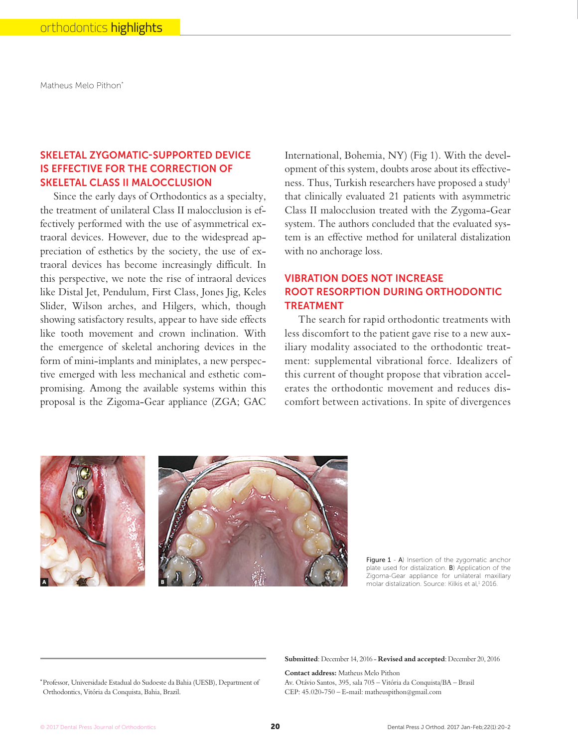Matheus Melo Pithon[*]

## SKELETAL ZYGOMATIC-SUPPORTED DEVICE IS EFFECTIVE FOR THE CORRECTION OF SKELETAL CLASS II MALOCCLUSION

Since the early days of Orthodontics as a specialty, the treatment of unilateral Class II malocclusion is effectively performed with the use of asymmetrical extraoral devices. However, due to the widespread appreciation of esthetics by the society, the use of extraoral devices has become increasingly difficult. In this perspective, we note the rise of intraoral devices like Distal Jet, Pendulum, First Class, Jones Jig, Keles Slider, Wilson arches, and Hilgers, which, though showing satisfactory results, appear to have side effects like tooth movement and crown inclination. With the emergence of skeletal anchoring devices in the form of mini-implants and miniplates, a new perspective emerged with less mechanical and esthetic compromising. Among the available systems within this proposal is the Zigoma-Gear appliance (ZGA; GAC International, Bohemia, NY) (Fig 1). With the development of this system, doubts arose about its effectiveness. Thus, Turkish researchers have proposed a study[1] that clinically evaluated 21 patients with asymmetric Class II malocclusion treated with the Zygoma-Gear system. The authors concluded that the evaluated system is an effective method for unilateral distalization with no anchorage loss.

## VIBRATION DOES NOT INCREASE ROOT RESORPTION DURING ORTHODONTIC TREATMENT

The search for rapid orthodontic treatments with less discomfort to the patient gave rise to a new auxiliary modality associated to the orthodontic treatment: supplemental vibrational force. Idealizers of this current of thought propose that vibration accelerates the orthodontic movement and reduces discomfort between activations. In spite of divergences

Figure 1 - A) Insertion of the zygomatic anchor plate used for distalization. B) Application of the Zigoma-Gear appliance for unilateral maxillary molar distalization. Source: Kilkis et al,[1] 2016.

[*] Professor, Universidade Estadual do Sudoeste da Bahia (UESB), Department of Orthodontics, Vitória da Conquista, Bahia, Brazil.

**Submitted**: December 14, 2016 - **Revised and accepted**: December 20, 2016

**Contact address:** Matheus Melo Pithon
Av. Otávio Santos, 395, sala 705 – Vitória da Conquista/BA – Brasil
CEP: 45.020-750 – E-mail: matheuspithon@gmail.com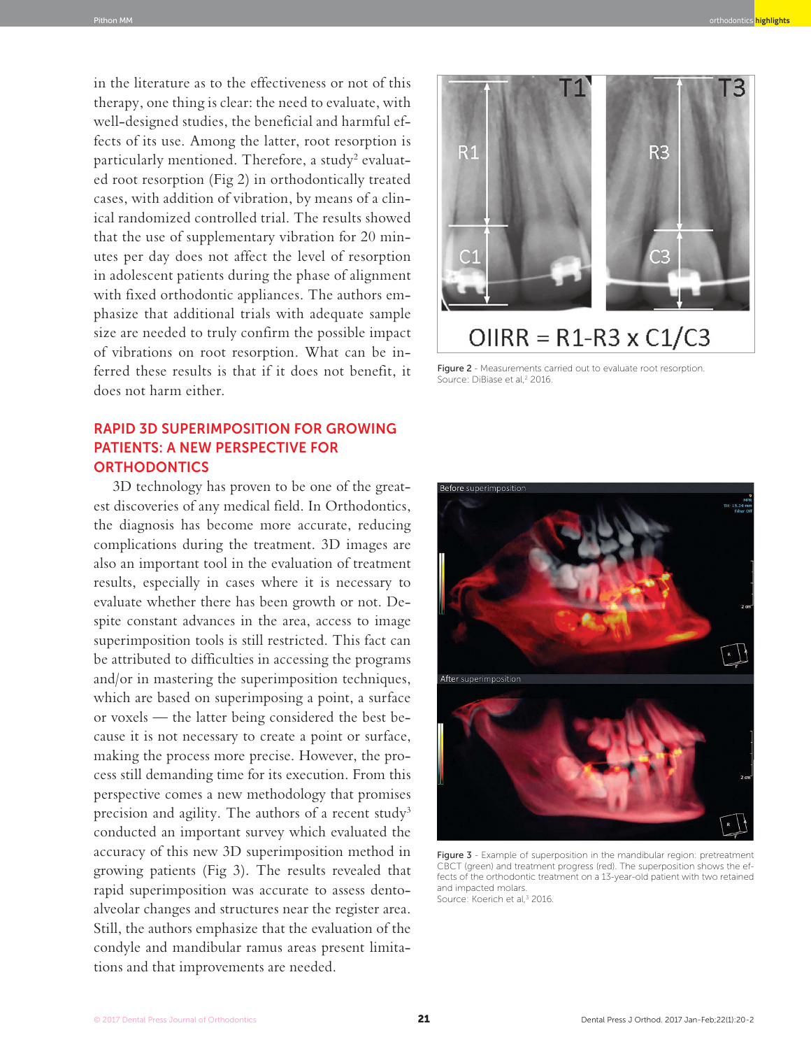in the literature as to the effectiveness or not of this therapy, one thing is clear: the need to evaluate, with well-designed studies, the beneficial and harmful effects of its use. Among the latter, root resorption is particularly mentioned. Therefore, a study[2] evaluated root resorption (Fig 2) in orthodontically treated cases, with addition of vibration, by means of a clinical randomized controlled trial. The results showed that the use of supplementary vibration for 20 minutes per day does not affect the level of resorption in adolescent patients during the phase of alignment with fixed orthodontic appliances. The authors emphasize that additional trials with adequate sample size are needed to truly confirm the possible impact of vibrations on root resorption. What can be inferred these results is that if it does not benefit, it does not harm either.

Figure 2 - Measurements carried out to evaluate root resorption. Source: DiBiase et al,[2] 2016.

## RAPID 3D SUPERIMPOSITION FOR GROWING PATIENTS: A NEW PERSPECTIVE FOR ORTHODONTICS

3D technology has proven to be one of the greatest discoveries of any medical field. In Orthodontics, the diagnosis has become more accurate, reducing complications during the treatment. 3D images are also an important tool in the evaluation of treatment results, especially in cases where it is necessary to evaluate whether there has been growth or not. Despite constant advances in the area, access to image superimposition tools is still restricted. This fact can be attributed to difficulties in accessing the programs and/or in mastering the superimposition techniques, which are based on superimposing a point, a surface or voxels — the latter being considered the best because it is not necessary to create a point or surface, making the process more precise. However, the process still demanding time for its execution. From this perspective comes a new methodology that promises precision and agility. The authors of a recent study[3] conducted an important survey which evaluated the accuracy of this new 3D superimposition method in growing patients (Fig 3). The results revealed that rapid superimposition was accurate to assess dentoalveolar changes and structures near the register area. Still, the authors emphasize that the evaluation of the condyle and mandibular ramus areas present limitations and that improvements are needed.

Figure 3 - Example of superposition in the mandibular region: pretreatment CBCT (green) and treatment progress (red). The superposition shows the effects of the orthodontic treatment on a 13-year-old patient with two retained and impacted molars. Source: Koerich et al,[3] 2016.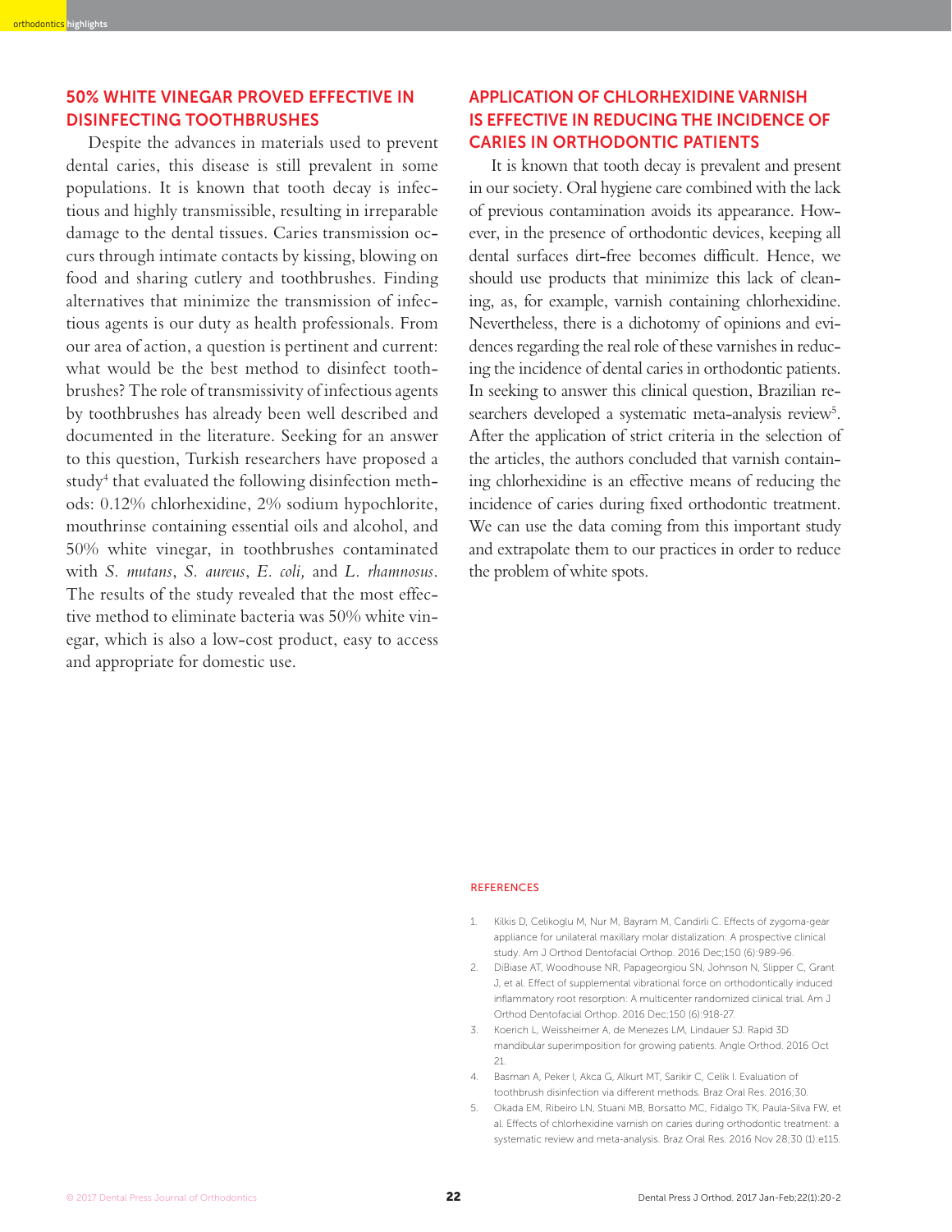## 50% WHITE VINEGAR PROVED EFFECTIVE IN DISINFECTING TOOTHBRUSHES

Despite the advances in materials used to prevent dental caries, this disease is still prevalent in some populations. It is known that tooth decay is infectious and highly transmissible, resulting in irreparable damage to the dental tissues. Caries transmission occurs through intimate contacts by kissing, blowing on food and sharing cutlery and toothbrushes. Finding alternatives that minimize the transmission of infectious agents is our duty as health professionals. From our area of action, a question is pertinent and current: what would be the best method to disinfect toothbrushes? The role of transmissivity of infectious agents by toothbrushes has already been well described and documented in the literature. Seeking for an answer to this question, Turkish researchers have proposed a study[4] that evaluated the following disinfection methods: 0.12% chlorhexidine, 2% sodium hypochlorite, mouthrinse containing essential oils and alcohol, and 50% white vinegar, in toothbrushes contaminated with *S. mutans*, *S. aureus*, *E. coli,* and *L. rhamnosus*. The results of the study revealed that the most effective method to eliminate bacteria was 50% white vinegar, which is also a low-cost product, easy to access and appropriate for domestic use.

## APPLICATION OF CHLORHEXIDINE VARNISH IS EFFECTIVE IN REDUCING THE INCIDENCE OF CARIES IN ORTHODONTIC PATIENTS

It is known that tooth decay is prevalent and present in our society. Oral hygiene care combined with the lack of previous contamination avoids its appearance. However, in the presence of orthodontic devices, keeping all dental surfaces dirt-free becomes difficult. Hence, we should use products that minimize this lack of cleaning, as, for example, varnish containing chlorhexidine. Nevertheless, there is a dichotomy of opinions and evidences regarding the real role of these varnishes in reducing the incidence of dental caries in orthodontic patients. In seeking to answer this clinical question, Brazilian researchers developed a systematic meta-analysis review[5]. After the application of strict criteria in the selection of the articles, the authors concluded that varnish containing chlorhexidine is an effective means of reducing the incidence of caries during fixed orthodontic treatment. We can use the data coming from this important study and extrapolate them to our practices in order to reduce the problem of white spots.

### REFERENCES

1. Kilkis D, Celikoglu M, Nur M, Bayram M, Candirli C. Effects of zygoma-gear appliance for unilateral maxillary molar distalization: A prospective clinical study. Am J Orthod Dentofacial Orthop. 2016 Dec;150 (6):989-96.
2. DiBiase AT, Woodhouse NR, Papageorgiou SN, Johnson N, Slipper C, Grant J, et al. Effect of supplemental vibrational force on orthodontically induced inflammatory root resorption: A multicenter randomized clinical trial. Am J Orthod Dentofacial Orthop. 2016 Dec;150 (6):918-27.
3. Koerich L, Weissheimer A, de Menezes LM, Lindauer SJ. Rapid 3D mandibular superimposition for growing patients. Angle Orthod. 2016 Oct 21.
4. Basman A, Peker I, Akca G, Alkurt MT, Sarikir C, Celik I. Evaluation of toothbrush disinfection via different methods. Braz Oral Res. 2016;30.
5. Okada EM, Ribeiro LN, Stuani MB, Borsatto MC, Fidalgo TK, Paula-Silva FW, et al. Effects of chlorhexidine varnish on caries during orthodontic treatment: a systematic review and meta-analysis. Braz Oral Res. 2016 Nov 28;30 (1):e115.